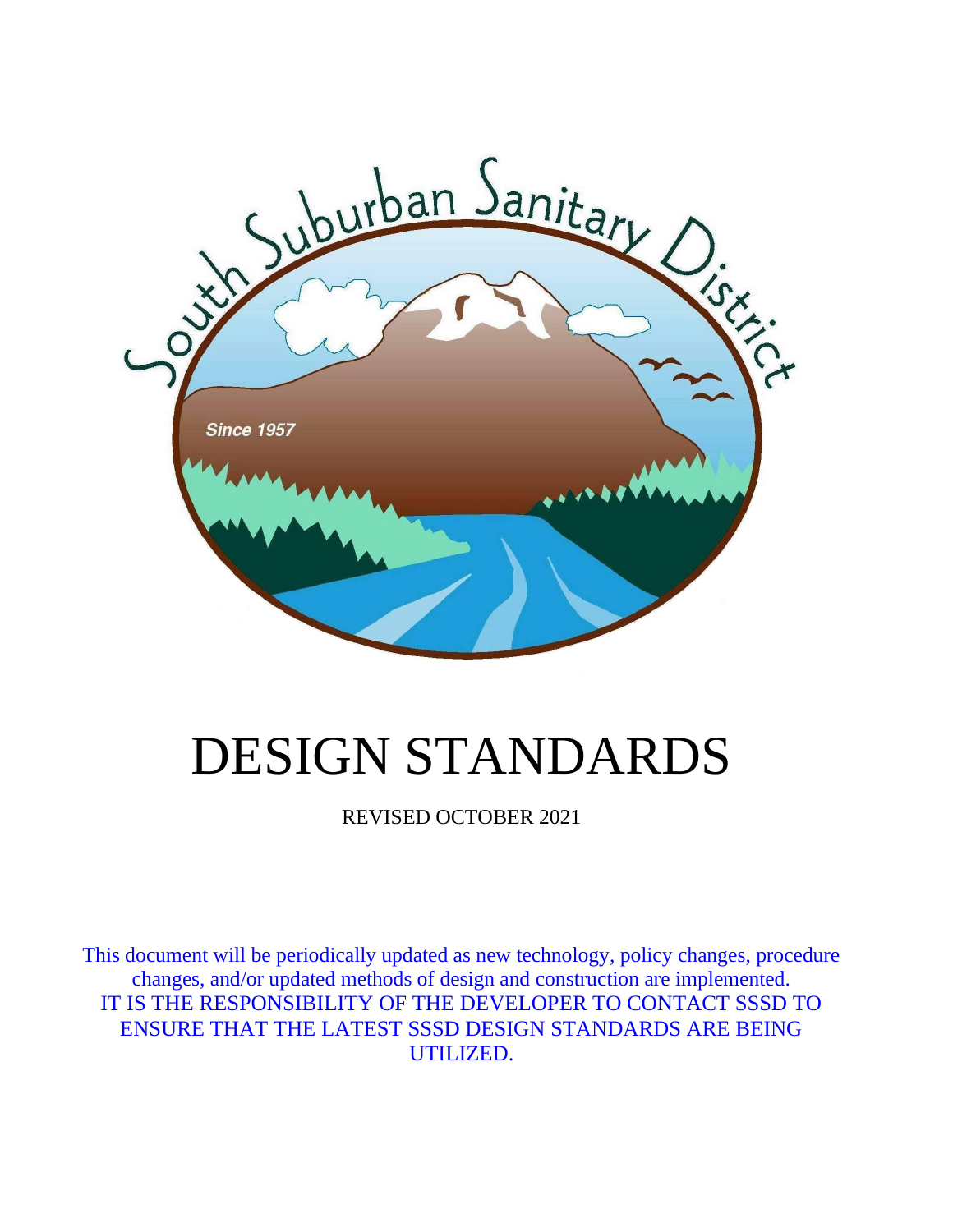South Suburban Sanitary District

Since 1957

# DESIGN STANDARDS

REVISED OCTOBER 2021

This document will be periodically updated as new technology, policy changes, procedure changes, and/or updated methods of design and construction are implemented. IT IS THE RESPONSIBILITY OF THE DEVELOPER TO CONTACT SSSD TO ENSURE THAT THE LATEST SSSD DESIGN STANDARDS ARE BEING UTILIZED.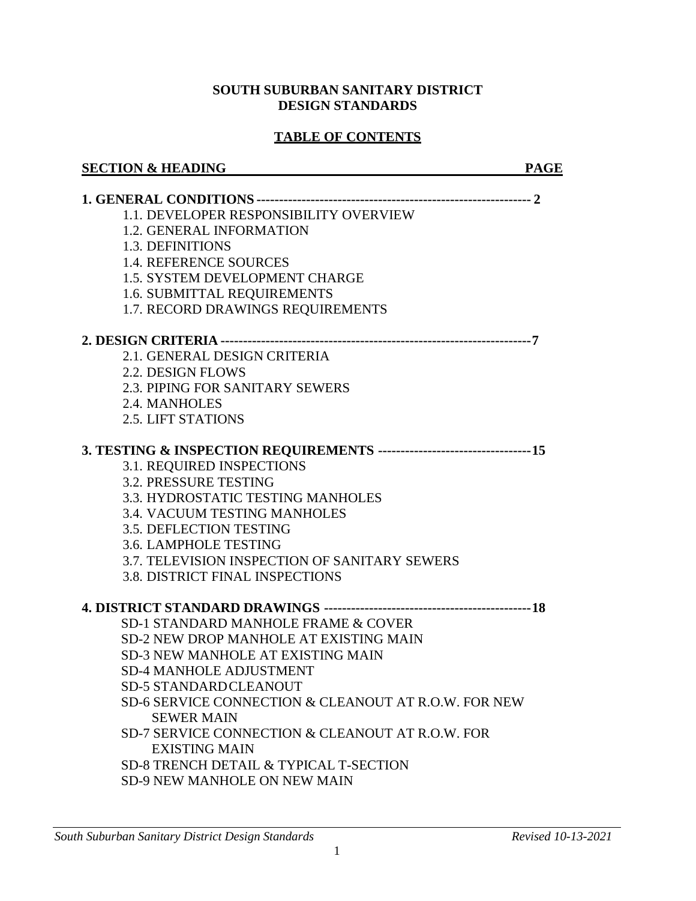**SOUTH SUBURBAN SANITARY DISTRICT**
**DESIGN STANDARDS**

# TABLE OF CONTENTS

| SECTION & HEADING | PAGE |
|---|---|
| **1. GENERAL CONDITIONS** | **2** |
| 1.1. DEVELOPER RESPONSIBILITY OVERVIEW | |
| 1.2. GENERAL INFORMATION | |
| 1.3. DEFINITIONS | |
| 1.4. REFERENCE SOURCES | |
| 1.5. SYSTEM DEVELOPMENT CHARGE | |
| 1.6. SUBMITTAL REQUIREMENTS | |
| 1.7. RECORD DRAWINGS REQUIREMENTS | |
| **2. DESIGN CRITERIA** | **7** |
| 2.1. GENERAL DESIGN CRITERIA | |
| 2.2. DESIGN FLOWS | |
| 2.3. PIPING FOR SANITARY SEWERS | |
| 2.4. MANHOLES | |
| 2.5. LIFT STATIONS | |
| **3. TESTING & INSPECTION REQUIREMENTS** | **15** |
| 3.1. REQUIRED INSPECTIONS | |
| 3.2. PRESSURE TESTING | |
| 3.3. HYDROSTATIC TESTING MANHOLES | |
| 3.4. VACUUM TESTING MANHOLES | |
| 3.5. DEFLECTION TESTING | |
| 3.6. LAMPHOLE TESTING | |
| 3.7. TELEVISION INSPECTION OF SANITARY SEWERS | |
| 3.8. DISTRICT FINAL INSPECTIONS | |
| **4. DISTRICT STANDARD DRAWINGS** | **18** |
| SD-1 STANDARD MANHOLE FRAME & COVER | |
| SD-2 NEW DROP MANHOLE AT EXISTING MAIN | |
| SD-3 NEW MANHOLE AT EXISTING MAIN | |
| SD-4 MANHOLE ADJUSTMENT | |
| SD-5 STANDARD CLEANOUT | |
| SD-6 SERVICE CONNECTION & CLEANOUT AT R.O.W. FOR NEW SEWER MAIN | |
| SD-7 SERVICE CONNECTION & CLEANOUT AT R.O.W. FOR EXISTING MAIN | |
| SD-8 TRENCH DETAIL & TYPICAL T-SECTION | |
| SD-9 NEW MANHOLE ON NEW MAIN | |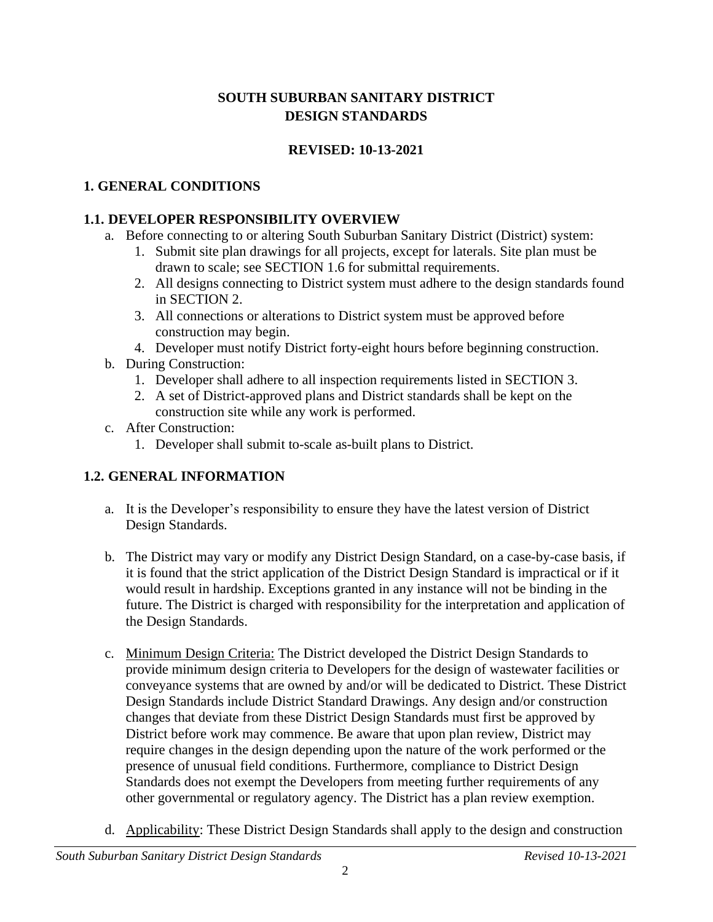**SOUTH SUBURBAN SANITARY DISTRICT**
**DESIGN STANDARDS**

**REVISED: 10-13-2021**

# 1. GENERAL CONDITIONS

## 1.1. DEVELOPER RESPONSIBILITY OVERVIEW

a. Before connecting to or altering South Suburban Sanitary District (District) system:
   1. Submit site plan drawings for all projects, except for laterals. Site plan must be drawn to scale; see SECTION 1.6 for submittal requirements.
   2. All designs connecting to District system must adhere to the design standards found in SECTION 2.
   3. All connections or alterations to District system must be approved before construction may begin.
   4. Developer must notify District forty-eight hours before beginning construction.

b. During Construction:
   1. Developer shall adhere to all inspection requirements listed in SECTION 3.
   2. A set of District-approved plans and District standards shall be kept on the construction site while any work is performed.

c. After Construction:
   1. Developer shall submit to-scale as-built plans to District.

## 1.2. GENERAL INFORMATION

a. It is the Developer's responsibility to ensure they have the latest version of District Design Standards.

b. The District may vary or modify any District Design Standard, on a case-by-case basis, if it is found that the strict application of the District Design Standard is impractical or if it would result in hardship. Exceptions granted in any instance will not be binding in the future. The District is charged with responsibility for the interpretation and application of the Design Standards.

c. Minimum Design Criteria: The District developed the District Design Standards to provide minimum design criteria to Developers for the design of wastewater facilities or conveyance systems that are owned by and/or will be dedicated to District. These District Design Standards include District Standard Drawings. Any design and/or construction changes that deviate from these District Design Standards must first be approved by District before work may commence. Be aware that upon plan review, District may require changes in the design depending upon the nature of the work performed or the presence of unusual field conditions. Furthermore, compliance to District Design Standards does not exempt the Developers from meeting further requirements of any other governmental or regulatory agency. The District has a plan review exemption.

d. Applicability: These District Design Standards shall apply to the design and construction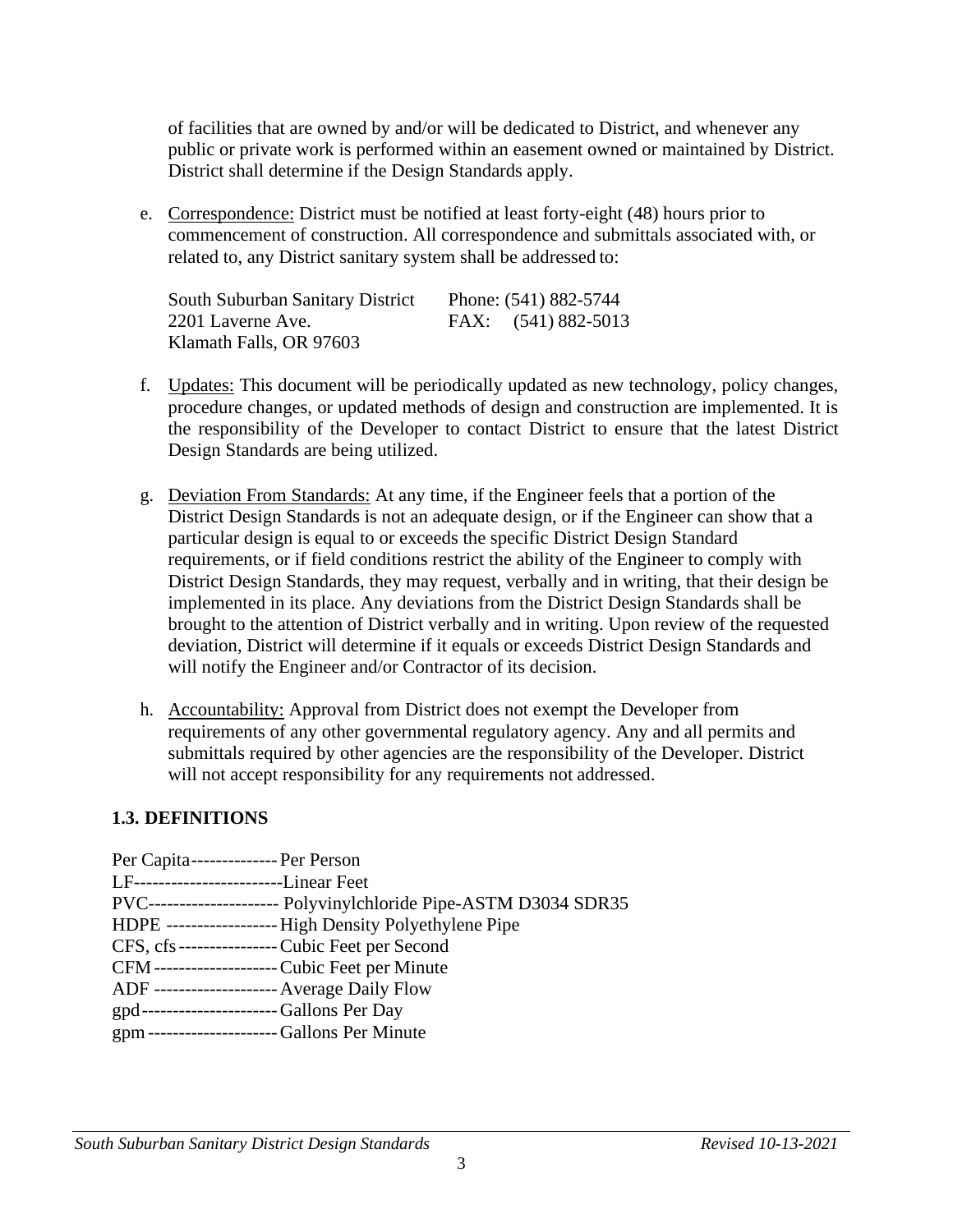of facilities that are owned by and/or will be dedicated to District, and whenever any public or private work is performed within an easement owned or maintained by District. District shall determine if the Design Standards apply.

e. Correspondence: District must be notified at least forty-eight (48) hours prior to commencement of construction. All correspondence and submittals associated with, or related to, any District sanitary system shall be addressed to:

   South Suburban Sanitary District  
   2201 Laverne Ave.  
   Klamath Falls, OR 97603

   Phone: (541) 882-5744  
   FAX: (541) 882-5013

f. Updates: This document will be periodically updated as new technology, policy changes, procedure changes, or updated methods of design and construction are implemented. It is the responsibility of the Developer to contact District to ensure that the latest District Design Standards are being utilized.

g. Deviation From Standards: At any time, if the Engineer feels that a portion of the District Design Standards is not an adequate design, or if the Engineer can show that a particular design is equal to or exceeds the specific District Design Standard requirements, or if field conditions restrict the ability of the Engineer to comply with District Design Standards, they may request, verbally and in writing, that their design be implemented in its place. Any deviations from the District Design Standards shall be brought to the attention of District verbally and in writing. Upon review of the requested deviation, District will determine if it equals or exceeds District Design Standards and will notify the Engineer and/or Contractor of its decision.

h. Accountability: Approval from District does not exempt the Developer from requirements of any other governmental regulatory agency. Any and all permits and submittals required by other agencies are the responsibility of the Developer. District will not accept responsibility for any requirements not addressed.

## 1.3. DEFINITIONS

Per Capita-------------- Per Person  
LF------------------------Linear Feet  
PVC--------------------- Polyvinylchloride Pipe-ASTM D3034 SDR35  
HDPE ------------------ High Density Polyethylene Pipe  
CFS, cfs---------------- Cubic Feet per Second  
CFM -------------------- Cubic Feet per Minute  
ADF -------------------- Average Daily Flow  
gpd---------------------- Gallons Per Day  
gpm --------------------- Gallons Per Minute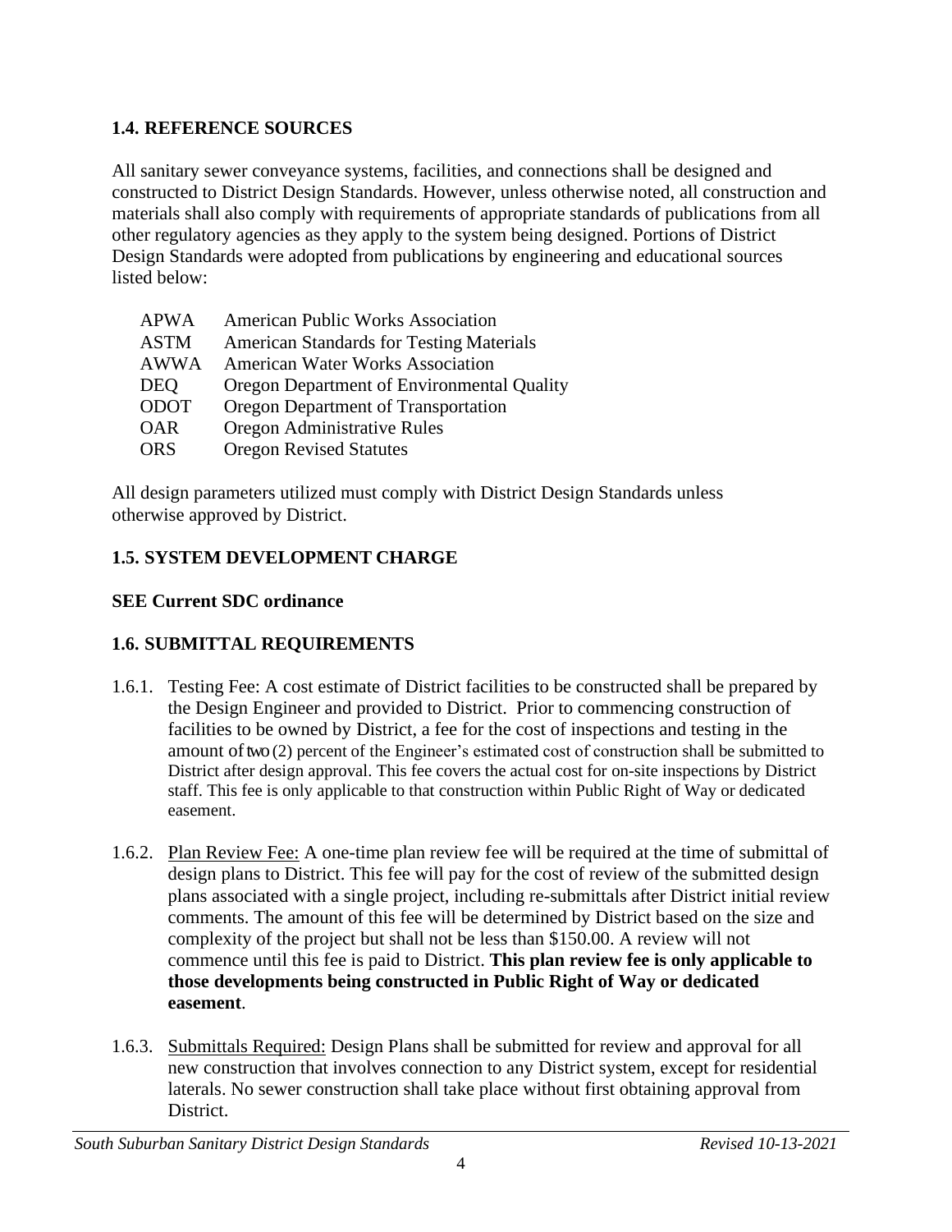## 1.4. REFERENCE SOURCES

All sanitary sewer conveyance systems, facilities, and connections shall be designed and constructed to District Design Standards. However, unless otherwise noted, all construction and materials shall also comply with requirements of appropriate standards of publications from all other regulatory agencies as they apply to the system being designed. Portions of District Design Standards were adopted from publications by engineering and educational sources listed below:

| | |
|---|---|
| APWA | American Public Works Association |
| ASTM | American Standards for Testing Materials |
| AWWA | American Water Works Association |
| DEQ | Oregon Department of Environmental Quality |
| ODOT | Oregon Department of Transportation |
| OAR | Oregon Administrative Rules |
| ORS | Oregon Revised Statutes |

All design parameters utilized must comply with District Design Standards unless otherwise approved by District.

## 1.5. SYSTEM DEVELOPMENT CHARGE

**SEE Current SDC ordinance**

## 1.6. SUBMITTAL REQUIREMENTS

1.6.1. Testing Fee: A cost estimate of District facilities to be constructed shall be prepared by the Design Engineer and provided to District. Prior to commencing construction of facilities to be owned by District, a fee for the cost of inspections and testing in the amount of two (2) percent of the Engineer's estimated cost of construction shall be submitted to District after design approval. This fee covers the actual cost for on-site inspections by District staff. This fee is only applicable to that construction within Public Right of Way or dedicated easement.

1.6.2. Plan Review Fee: A one-time plan review fee will be required at the time of submittal of design plans to District. This fee will pay for the cost of review of the submitted design plans associated with a single project, including re-submittals after District initial review comments. The amount of this fee will be determined by District based on the size and complexity of the project but shall not be less than $150.00. A review will not commence until this fee is paid to District. **This plan review fee is only applicable to those developments being constructed in Public Right of Way or dedicated easement**.

1.6.3. Submittals Required: Design Plans shall be submitted for review and approval for all new construction that involves connection to any District system, except for residential laterals. No sewer construction shall take place without first obtaining approval from District.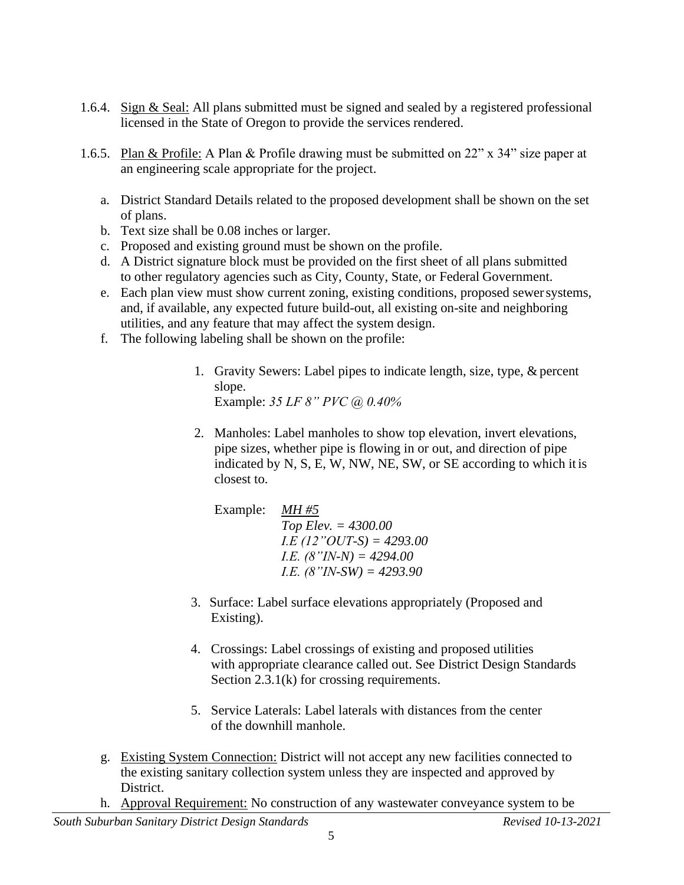1.6.4. <u>Sign & Seal:</u> All plans submitted must be signed and sealed by a registered professional licensed in the State of Oregon to provide the services rendered.

1.6.5. <u>Plan & Profile:</u> A Plan & Profile drawing must be submitted on 22" x 34" size paper at an engineering scale appropriate for the project.

a. District Standard Details related to the proposed development shall be shown on the set of plans.
b. Text size shall be 0.08 inches or larger.
c. Proposed and existing ground must be shown on the profile.
d. A District signature block must be provided on the first sheet of all plans submitted to other regulatory agencies such as City, County, State, or Federal Government.
e. Each plan view must show current zoning, existing conditions, proposed sewer systems, and, if available, any expected future build-out, all existing on-site and neighboring utilities, and any feature that may affect the system design.
f. The following labeling shall be shown on the profile:

   1. Gravity Sewers: Label pipes to indicate length, size, type, & percent slope.
      Example: *35 LF 8" PVC @ 0.40%*

   2. Manholes: Label manholes to show top elevation, invert elevations, pipe sizes, whether pipe is flowing in or out, and direction of pipe indicated by N, S, E, W, NW, NE, SW, or SE according to which it is closest to.

      Example: *<u>MH #5</u>*
      *Top Elev. = 4300.00*
      *I.E (12"OUT-S) = 4293.00*
      *I.E. (8"IN-N) = 4294.00*
      *I.E. (8"IN-SW) = 4293.90*

   3. Surface: Label surface elevations appropriately (Proposed and Existing).

   4. Crossings: Label crossings of existing and proposed utilities with appropriate clearance called out. See District Design Standards Section 2.3.1(k) for crossing requirements.

   5. Service Laterals: Label laterals with distances from the center of the downhill manhole.

g. <u>Existing System Connection:</u> District will not accept any new facilities connected to the existing sanitary collection system unless they are inspected and approved by District.
h. <u>Approval Requirement:</u> No construction of any wastewater conveyance system to be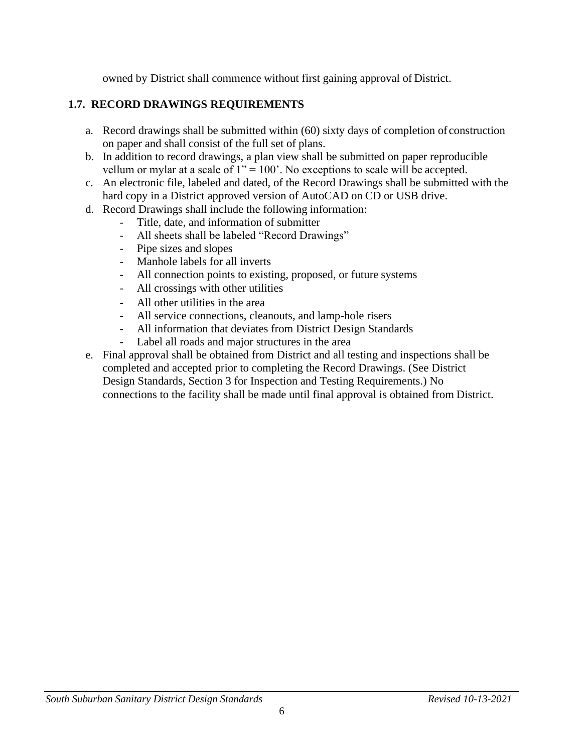owned by District shall commence without first gaining approval of District.

## 1.7. RECORD DRAWINGS REQUIREMENTS

a. Record drawings shall be submitted within (60) sixty days of completion of construction on paper and shall consist of the full set of plans.
b. In addition to record drawings, a plan view shall be submitted on paper reproducible vellum or mylar at a scale of 1" = 100'. No exceptions to scale will be accepted.
c. An electronic file, labeled and dated, of the Record Drawings shall be submitted with the hard copy in a District approved version of AutoCAD on CD or USB drive.
d. Record Drawings shall include the following information:
    - Title, date, and information of submitter
    - All sheets shall be labeled "Record Drawings"
    - Pipe sizes and slopes
    - Manhole labels for all inverts
    - All connection points to existing, proposed, or future systems
    - All crossings with other utilities
    - All other utilities in the area
    - All service connections, cleanouts, and lamp-hole risers
    - All information that deviates from District Design Standards
    - Label all roads and major structures in the area
e. Final approval shall be obtained from District and all testing and inspections shall be completed and accepted prior to completing the Record Drawings. (See District Design Standards, Section 3 for Inspection and Testing Requirements.) No connections to the facility shall be made until final approval is obtained from District.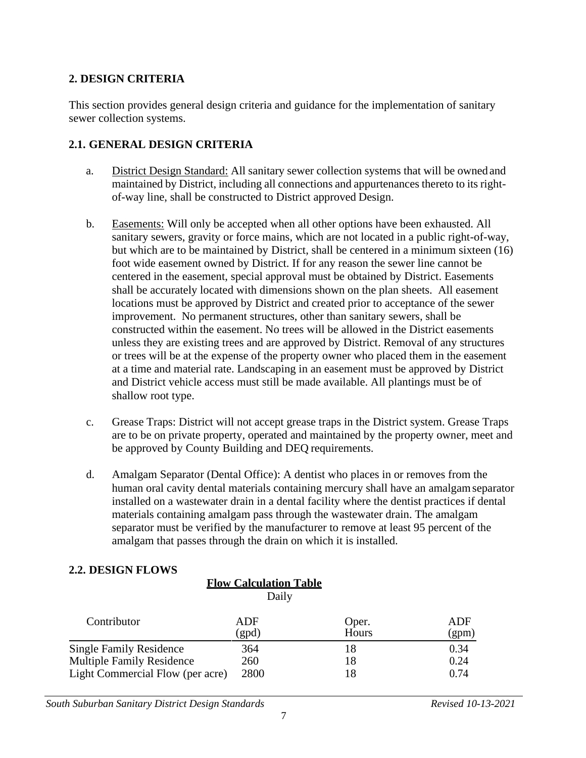## 2. DESIGN CRITERIA

This section provides general design criteria and guidance for the implementation of sanitary sewer collection systems.

### 2.1. GENERAL DESIGN CRITERIA

a. District Design Standard: All sanitary sewer collection systems that will be owned and maintained by District, including all connections and appurtenances thereto to its right-of-way line, shall be constructed to District approved Design.

b. Easements: Will only be accepted when all other options have been exhausted. All sanitary sewers, gravity or force mains, which are not located in a public right-of-way, but which are to be maintained by District, shall be centered in a minimum sixteen (16) foot wide easement owned by District. If for any reason the sewer line cannot be centered in the easement, special approval must be obtained by District. Easements shall be accurately located with dimensions shown on the plan sheets. All easement locations must be approved by District and created prior to acceptance of the sewer improvement. No permanent structures, other than sanitary sewers, shall be constructed within the easement. No trees will be allowed in the District easements unless they are existing trees and are approved by District. Removal of any structures or trees will be at the expense of the property owner who placed them in the easement at a time and material rate. Landscaping in an easement must be approved by District and District vehicle access must still be made available. All plantings must be of shallow root type.

c. Grease Traps: District will not accept grease traps in the District system. Grease Traps are to be on private property, operated and maintained by the property owner, meet and be approved by County Building and DEQ requirements.

d. Amalgam Separator (Dental Office): A dentist who places in or removes from the human oral cavity dental materials containing mercury shall have an amalgam separator installed on a wastewater drain in a dental facility where the dentist practices if dental materials containing amalgam pass through the wastewater drain. The amalgam separator must be verified by the manufacturer to remove at least 95 percent of the amalgam that passes through the drain on which it is installed.

### 2.2. DESIGN FLOWS

**Flow Calculation Table**

Daily

| Contributor | ADF (gpd) | Oper. Hours | ADF (gpm) |
|---|---|---|---|
| Single Family Residence | 364 | 18 | 0.34 |
| Multiple Family Residence | 260 | 18 | 0.24 |
| Light Commercial Flow (per acre) | 2800 | 18 | 0.74 |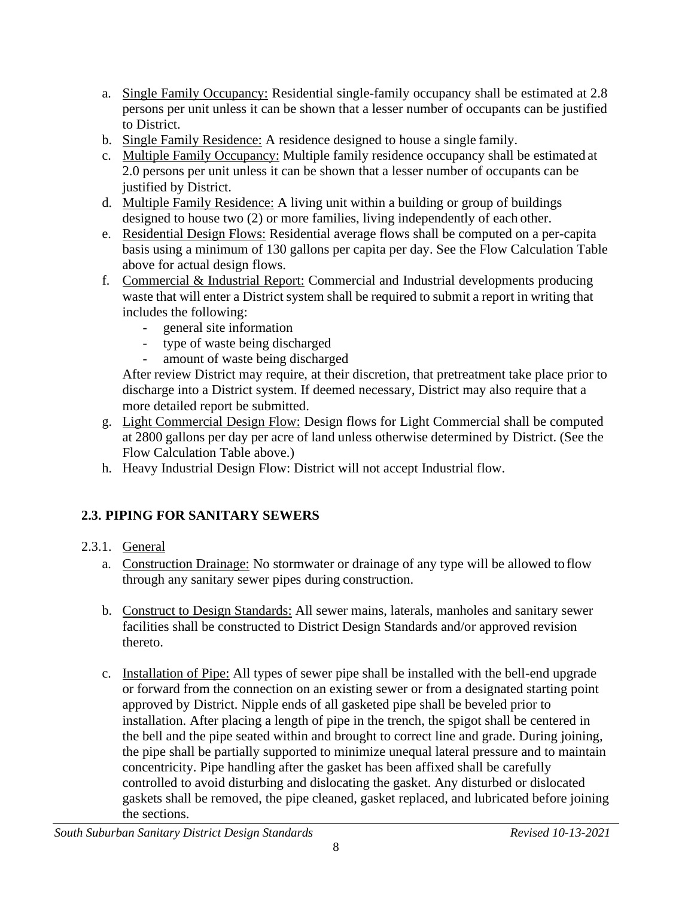a. Single Family Occupancy: Residential single-family occupancy shall be estimated at 2.8 persons per unit unless it can be shown that a lesser number of occupants can be justified to District.
b. Single Family Residence: A residence designed to house a single family.
c. Multiple Family Occupancy: Multiple family residence occupancy shall be estimated at 2.0 persons per unit unless it can be shown that a lesser number of occupants can be justified by District.
d. Multiple Family Residence: A living unit within a building or group of buildings designed to house two (2) or more families, living independently of each other.
e. Residential Design Flows: Residential average flows shall be computed on a per-capita basis using a minimum of 130 gallons per capita per day. See the Flow Calculation Table above for actual design flows.
f. Commercial & Industrial Report: Commercial and Industrial developments producing waste that will enter a District system shall be required to submit a report in writing that includes the following:
   - general site information
   - type of waste being discharged
   - amount of waste being discharged

   After review District may require, at their discretion, that pretreatment take place prior to discharge into a District system. If deemed necessary, District may also require that a more detailed report be submitted.
g. Light Commercial Design Flow: Design flows for Light Commercial shall be computed at 2800 gallons per day per acre of land unless otherwise determined by District. (See the Flow Calculation Table above.)
h. Heavy Industrial Design Flow: District will not accept Industrial flow.

## 2.3. PIPING FOR SANITARY SEWERS

2.3.1. General

a. Construction Drainage: No stormwater or drainage of any type will be allowed to flow through any sanitary sewer pipes during construction.

b. Construct to Design Standards: All sewer mains, laterals, manholes and sanitary sewer facilities shall be constructed to District Design Standards and/or approved revision thereto.

c. Installation of Pipe: All types of sewer pipe shall be installed with the bell-end upgrade or forward from the connection on an existing sewer or from a designated starting point approved by District. Nipple ends of all gasketed pipe shall be beveled prior to installation. After placing a length of pipe in the trench, the spigot shall be centered in the bell and the pipe seated within and brought to correct line and grade. During joining, the pipe shall be partially supported to minimize unequal lateral pressure and to maintain concentricity. Pipe handling after the gasket has been affixed shall be carefully controlled to avoid disturbing and dislocating the gasket. Any disturbed or dislocated gaskets shall be removed, the pipe cleaned, gasket replaced, and lubricated before joining the sections.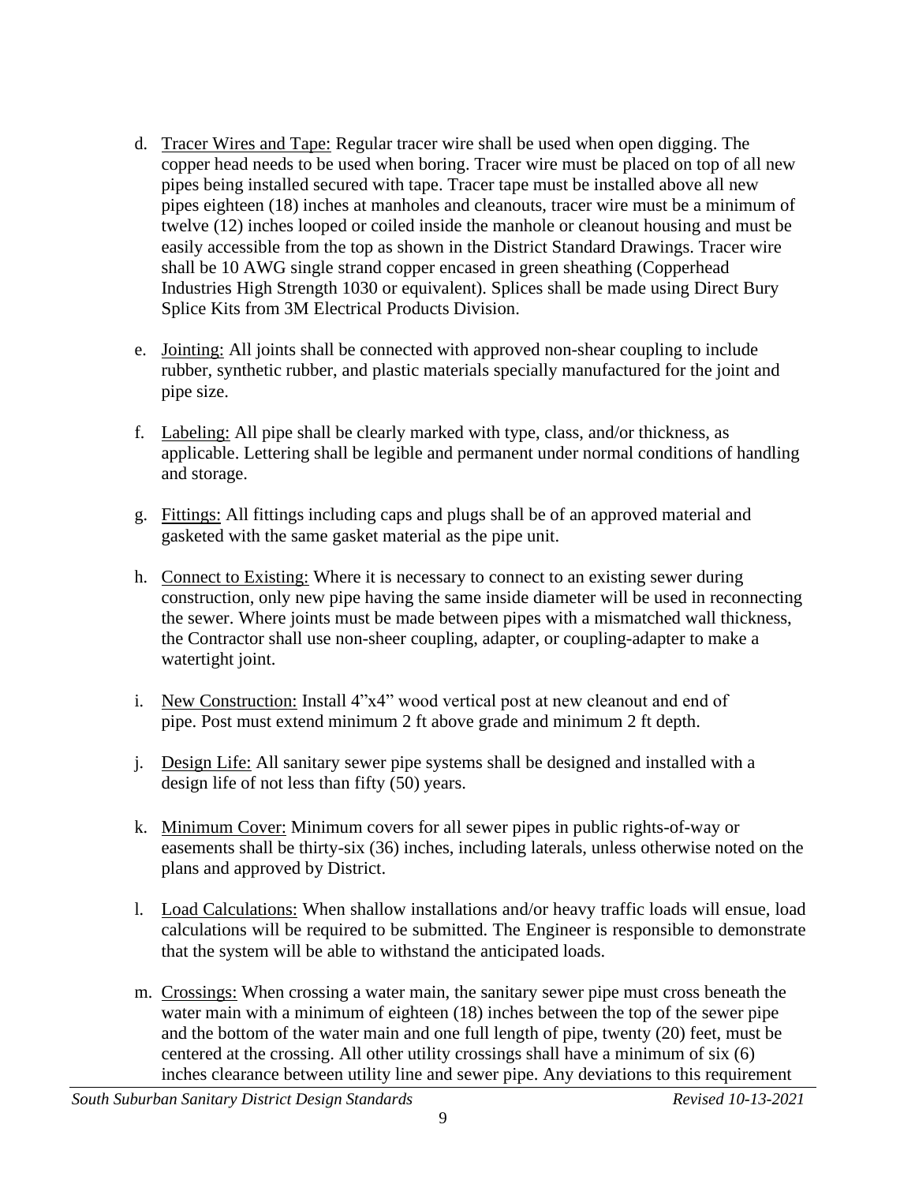d. Tracer Wires and Tape: Regular tracer wire shall be used when open digging. The copper head needs to be used when boring. Tracer wire must be placed on top of all new pipes being installed secured with tape. Tracer tape must be installed above all new pipes eighteen (18) inches at manholes and cleanouts, tracer wire must be a minimum of twelve (12) inches looped or coiled inside the manhole or cleanout housing and must be easily accessible from the top as shown in the District Standard Drawings. Tracer wire shall be 10 AWG single strand copper encased in green sheathing (Copperhead Industries High Strength 1030 or equivalent). Splices shall be made using Direct Bury Splice Kits from 3M Electrical Products Division.

e. Jointing: All joints shall be connected with approved non-shear coupling to include rubber, synthetic rubber, and plastic materials specially manufactured for the joint and pipe size.

f. Labeling: All pipe shall be clearly marked with type, class, and/or thickness, as applicable. Lettering shall be legible and permanent under normal conditions of handling and storage.

g. Fittings: All fittings including caps and plugs shall be of an approved material and gasketed with the same gasket material as the pipe unit.

h. Connect to Existing: Where it is necessary to connect to an existing sewer during construction, only new pipe having the same inside diameter will be used in reconnecting the sewer. Where joints must be made between pipes with a mismatched wall thickness, the Contractor shall use non-sheer coupling, adapter, or coupling-adapter to make a watertight joint.

i. New Construction: Install 4"x4" wood vertical post at new cleanout and end of pipe. Post must extend minimum 2 ft above grade and minimum 2 ft depth.

j. Design Life: All sanitary sewer pipe systems shall be designed and installed with a design life of not less than fifty (50) years.

k. Minimum Cover: Minimum covers for all sewer pipes in public rights-of-way or easements shall be thirty-six (36) inches, including laterals, unless otherwise noted on the plans and approved by District.

l. Load Calculations: When shallow installations and/or heavy traffic loads will ensue, load calculations will be required to be submitted. The Engineer is responsible to demonstrate that the system will be able to withstand the anticipated loads.

m. Crossings: When crossing a water main, the sanitary sewer pipe must cross beneath the water main with a minimum of eighteen (18) inches between the top of the sewer pipe and the bottom of the water main and one full length of pipe, twenty (20) feet, must be centered at the crossing. All other utility crossings shall have a minimum of six (6) inches clearance between utility line and sewer pipe. Any deviations to this requirement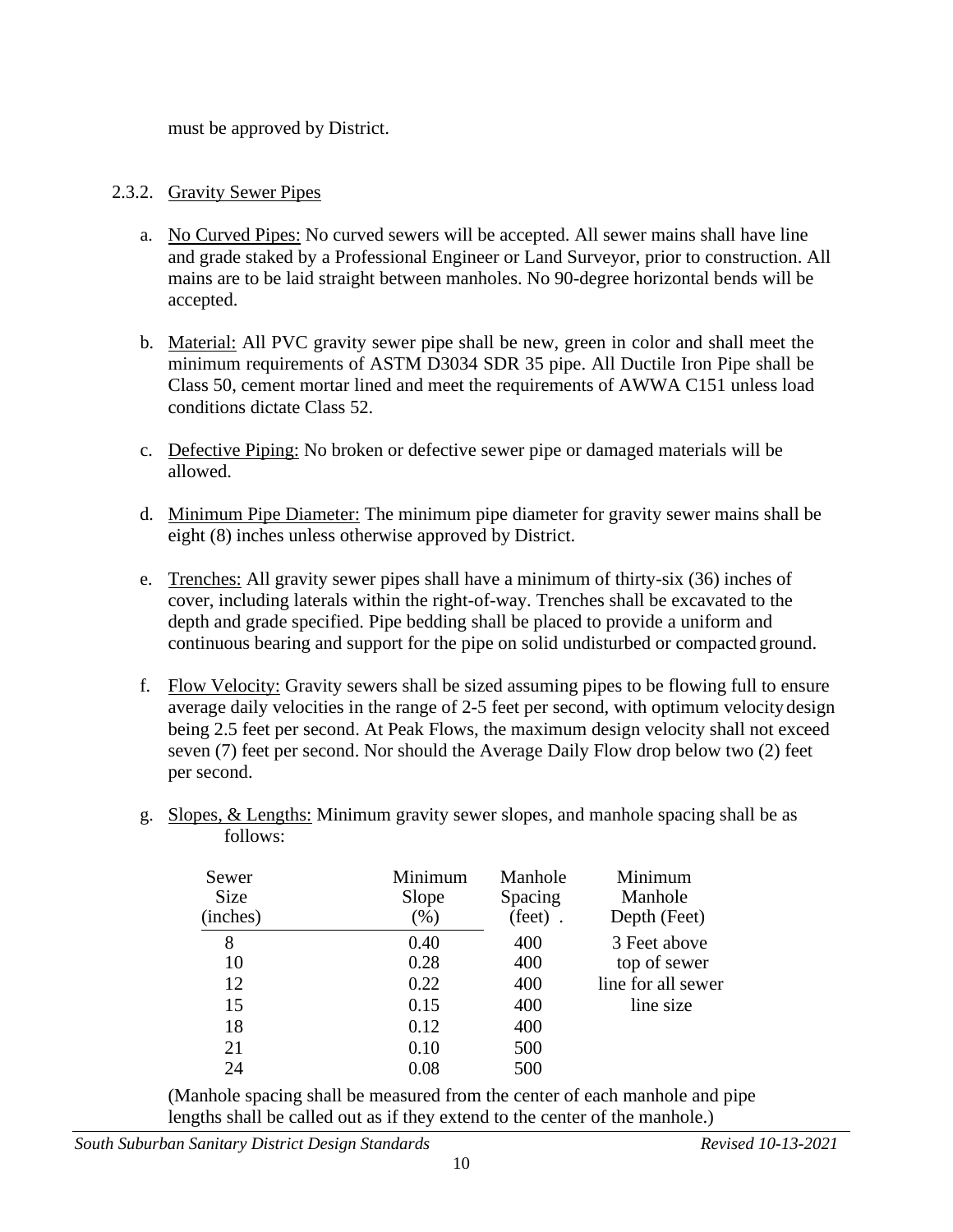must be approved by District.

### 2.3.2. Gravity Sewer Pipes

a. No Curved Pipes: No curved sewers will be accepted. All sewer mains shall have line and grade staked by a Professional Engineer or Land Surveyor, prior to construction. All mains are to be laid straight between manholes. No 90-degree horizontal bends will be accepted.

b. Material: All PVC gravity sewer pipe shall be new, green in color and shall meet the minimum requirements of ASTM D3034 SDR 35 pipe. All Ductile Iron Pipe shall be Class 50, cement mortar lined and meet the requirements of AWWA C151 unless load conditions dictate Class 52.

c. Defective Piping: No broken or defective sewer pipe or damaged materials will be allowed.

d. Minimum Pipe Diameter: The minimum pipe diameter for gravity sewer mains shall be eight (8) inches unless otherwise approved by District.

e. Trenches: All gravity sewer pipes shall have a minimum of thirty-six (36) inches of cover, including laterals within the right-of-way. Trenches shall be excavated to the depth and grade specified. Pipe bedding shall be placed to provide a uniform and continuous bearing and support for the pipe on solid undisturbed or compacted ground.

f. Flow Velocity: Gravity sewers shall be sized assuming pipes to be flowing full to ensure average daily velocities in the range of 2-5 feet per second, with optimum velocity design being 2.5 feet per second. At Peak Flows, the maximum design velocity shall not exceed seven (7) feet per second. Nor should the Average Daily Flow drop below two (2) feet per second.

g. Slopes, & Lengths: Minimum gravity sewer slopes, and manhole spacing shall be as follows:

| Sewer Size (inches) | Minimum Slope (%) | Manhole Spacing (feet) . | Minimum Manhole Depth (Feet) |
|---|---|---|---|
| 8 | 0.40 | 400 | 3 Feet above top of sewer line for all sewer line size |
| 10 | 0.28 | 400 | |
| 12 | 0.22 | 400 | |
| 15 | 0.15 | 400 | |
| 18 | 0.12 | 400 | |
| 21 | 0.10 | 500 | |
| 24 | 0.08 | 500 | |

(Manhole spacing shall be measured from the center of each manhole and pipe lengths shall be called out as if they extend to the center of the manhole.)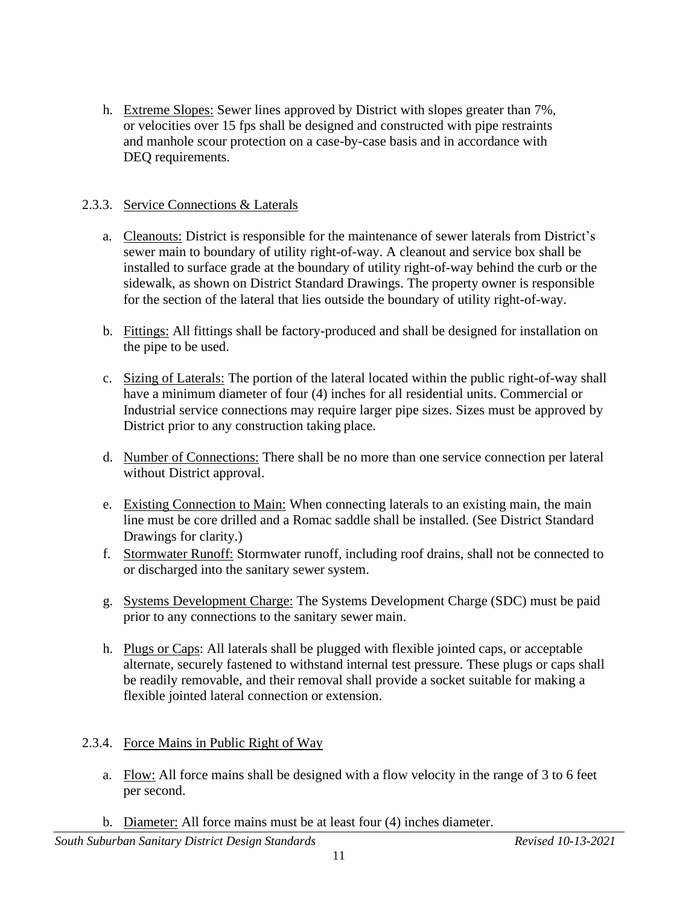h. Extreme Slopes: Sewer lines approved by District with slopes greater than 7%, or velocities over 15 fps shall be designed and constructed with pipe restraints and manhole scour protection on a case-by-case basis and in accordance with DEQ requirements.

### 2.3.3. Service Connections & Laterals

a. Cleanouts: District is responsible for the maintenance of sewer laterals from District's sewer main to boundary of utility right-of-way. A cleanout and service box shall be installed to surface grade at the boundary of utility right-of-way behind the curb or the sidewalk, as shown on District Standard Drawings. The property owner is responsible for the section of the lateral that lies outside the boundary of utility right-of-way.

b. Fittings: All fittings shall be factory-produced and shall be designed for installation on the pipe to be used.

c. Sizing of Laterals: The portion of the lateral located within the public right-of-way shall have a minimum diameter of four (4) inches for all residential units. Commercial or Industrial service connections may require larger pipe sizes. Sizes must be approved by District prior to any construction taking place.

d. Number of Connections: There shall be no more than one service connection per lateral without District approval.

e. Existing Connection to Main: When connecting laterals to an existing main, the main line must be core drilled and a Romac saddle shall be installed. (See District Standard Drawings for clarity.)

f. Stormwater Runoff: Stormwater runoff, including roof drains, shall not be connected to or discharged into the sanitary sewer system.

g. Systems Development Charge: The Systems Development Charge (SDC) must be paid prior to any connections to the sanitary sewer main.

h. Plugs or Caps: All laterals shall be plugged with flexible jointed caps, or acceptable alternate, securely fastened to withstand internal test pressure. These plugs or caps shall be readily removable, and their removal shall provide a socket suitable for making a flexible jointed lateral connection or extension.

### 2.3.4. Force Mains in Public Right of Way

a. Flow: All force mains shall be designed with a flow velocity in the range of 3 to 6 feet per second.

b. Diameter: All force mains must be at least four (4) inches diameter.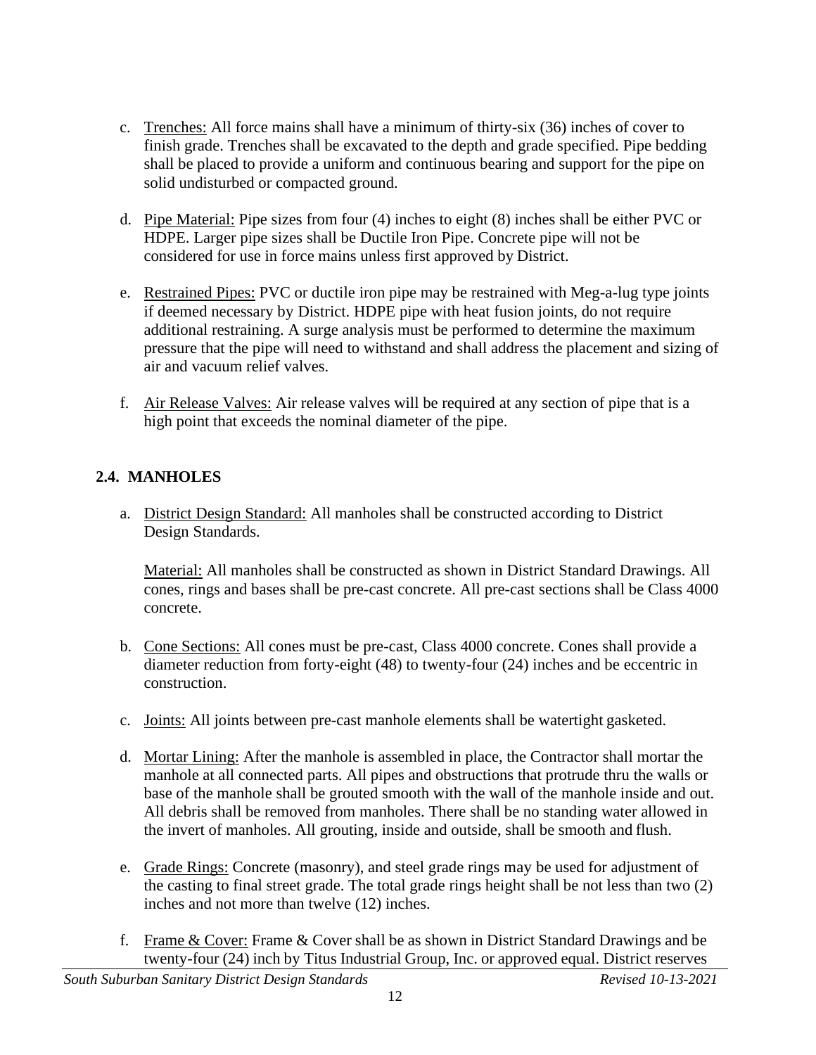c. Trenches: All force mains shall have a minimum of thirty-six (36) inches of cover to finish grade. Trenches shall be excavated to the depth and grade specified. Pipe bedding shall be placed to provide a uniform and continuous bearing and support for the pipe on solid undisturbed or compacted ground.

d. Pipe Material: Pipe sizes from four (4) inches to eight (8) inches shall be either PVC or HDPE. Larger pipe sizes shall be Ductile Iron Pipe. Concrete pipe will not be considered for use in force mains unless first approved by District.

e. Restrained Pipes: PVC or ductile iron pipe may be restrained with Meg-a-lug type joints if deemed necessary by District. HDPE pipe with heat fusion joints, do not require additional restraining. A surge analysis must be performed to determine the maximum pressure that the pipe will need to withstand and shall address the placement and sizing of air and vacuum relief valves.

f. Air Release Valves: Air release valves will be required at any section of pipe that is a high point that exceeds the nominal diameter of the pipe.

## 2.4. MANHOLES

a. District Design Standard: All manholes shall be constructed according to District Design Standards.

   Material: All manholes shall be constructed as shown in District Standard Drawings. All cones, rings and bases shall be pre-cast concrete. All pre-cast sections shall be Class 4000 concrete.

b. Cone Sections: All cones must be pre-cast, Class 4000 concrete. Cones shall provide a diameter reduction from forty-eight (48) to twenty-four (24) inches and be eccentric in construction.

c. Joints: All joints between pre-cast manhole elements shall be watertight gasketed.

d. Mortar Lining: After the manhole is assembled in place, the Contractor shall mortar the manhole at all connected parts. All pipes and obstructions that protrude thru the walls or base of the manhole shall be grouted smooth with the wall of the manhole inside and out. All debris shall be removed from manholes. There shall be no standing water allowed in the invert of manholes. All grouting, inside and outside, shall be smooth and flush.

e. Grade Rings: Concrete (masonry), and steel grade rings may be used for adjustment of the casting to final street grade. The total grade rings height shall be not less than two (2) inches and not more than twelve (12) inches.

f. Frame & Cover: Frame & Cover shall be as shown in District Standard Drawings and be twenty-four (24) inch by Titus Industrial Group, Inc. or approved equal. District reserves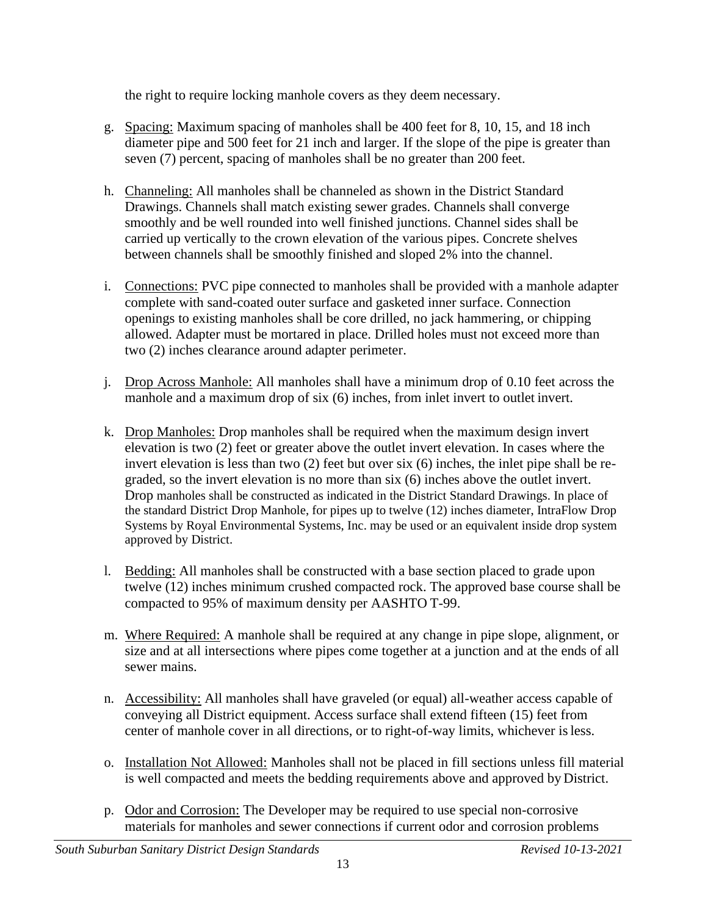the right to require locking manhole covers as they deem necessary.

g. <u>Spacing:</u> Maximum spacing of manholes shall be 400 feet for 8, 10, 15, and 18 inch diameter pipe and 500 feet for 21 inch and larger. If the slope of the pipe is greater than seven (7) percent, spacing of manholes shall be no greater than 200 feet.

h. <u>Channeling:</u> All manholes shall be channeled as shown in the District Standard Drawings. Channels shall match existing sewer grades. Channels shall converge smoothly and be well rounded into well finished junctions. Channel sides shall be carried up vertically to the crown elevation of the various pipes. Concrete shelves between channels shall be smoothly finished and sloped 2% into the channel.

i. <u>Connections:</u> PVC pipe connected to manholes shall be provided with a manhole adapter complete with sand-coated outer surface and gasketed inner surface. Connection openings to existing manholes shall be core drilled, no jack hammering, or chipping allowed. Adapter must be mortared in place. Drilled holes must not exceed more than two (2) inches clearance around adapter perimeter.

j. <u>Drop Across Manhole:</u> All manholes shall have a minimum drop of 0.10 feet across the manhole and a maximum drop of six (6) inches, from inlet invert to outlet invert.

k. <u>Drop Manholes:</u> Drop manholes shall be required when the maximum design invert elevation is two (2) feet or greater above the outlet invert elevation. In cases where the invert elevation is less than two (2) feet but over six (6) inches, the inlet pipe shall be re-graded, so the invert elevation is no more than six (6) inches above the outlet invert. Drop manholes shall be constructed as indicated in the District Standard Drawings. In place of the standard District Drop Manhole, for pipes up to twelve (12) inches diameter, IntraFlow Drop Systems by Royal Environmental Systems, Inc. may be used or an equivalent inside drop system approved by District.

l. <u>Bedding:</u> All manholes shall be constructed with a base section placed to grade upon twelve (12) inches minimum crushed compacted rock. The approved base course shall be compacted to 95% of maximum density per AASHTO T-99.

m. <u>Where Required:</u> A manhole shall be required at any change in pipe slope, alignment, or size and at all intersections where pipes come together at a junction and at the ends of all sewer mains.

n. <u>Accessibility:</u> All manholes shall have graveled (or equal) all-weather access capable of conveying all District equipment. Access surface shall extend fifteen (15) feet from center of manhole cover in all directions, or to right-of-way limits, whichever is less.

o. <u>Installation Not Allowed:</u> Manholes shall not be placed in fill sections unless fill material is well compacted and meets the bedding requirements above and approved by District.

p. <u>Odor and Corrosion:</u> The Developer may be required to use special non-corrosive materials for manholes and sewer connections if current odor and corrosion problems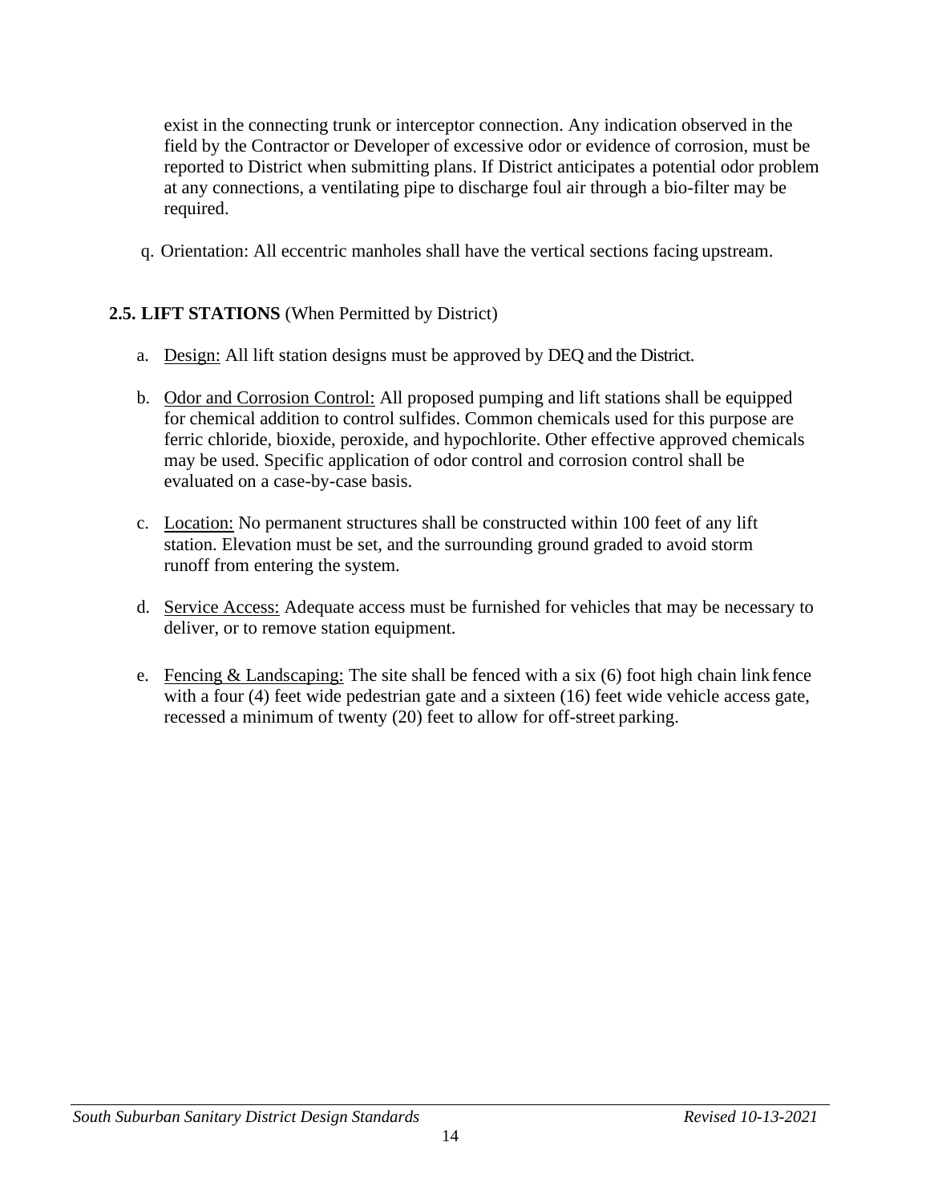exist in the connecting trunk or interceptor connection. Any indication observed in the field by the Contractor or Developer of excessive odor or evidence of corrosion, must be reported to District when submitting plans. If District anticipates a potential odor problem at any connections, a ventilating pipe to discharge foul air through a bio-filter may be required.

q. Orientation: All eccentric manholes shall have the vertical sections facing upstream.

## 2.5. LIFT STATIONS (When Permitted by District)

a. Design: All lift station designs must be approved by DEQ and the District.

b. Odor and Corrosion Control: All proposed pumping and lift stations shall be equipped for chemical addition to control sulfides. Common chemicals used for this purpose are ferric chloride, bioxide, peroxide, and hypochlorite. Other effective approved chemicals may be used. Specific application of odor control and corrosion control shall be evaluated on a case-by-case basis.

c. Location: No permanent structures shall be constructed within 100 feet of any lift station. Elevation must be set, and the surrounding ground graded to avoid storm runoff from entering the system.

d. Service Access: Adequate access must be furnished for vehicles that may be necessary to deliver, or to remove station equipment.

e. Fencing & Landscaping: The site shall be fenced with a six (6) foot high chain link fence with a four (4) feet wide pedestrian gate and a sixteen (16) feet wide vehicle access gate, recessed a minimum of twenty (20) feet to allow for off-street parking.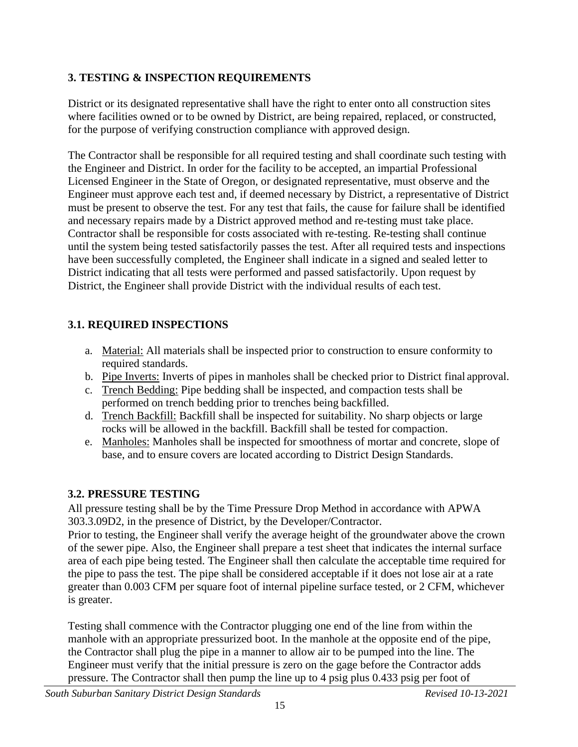## 3. TESTING & INSPECTION REQUIREMENTS

District or its designated representative shall have the right to enter onto all construction sites where facilities owned or to be owned by District, are being repaired, replaced, or constructed, for the purpose of verifying construction compliance with approved design.

The Contractor shall be responsible for all required testing and shall coordinate such testing with the Engineer and District. In order for the facility to be accepted, an impartial Professional Licensed Engineer in the State of Oregon, or designated representative, must observe and the Engineer must approve each test and, if deemed necessary by District, a representative of District must be present to observe the test. For any test that fails, the cause for failure shall be identified and necessary repairs made by a District approved method and re-testing must take place. Contractor shall be responsible for costs associated with re-testing. Re-testing shall continue until the system being tested satisfactorily passes the test. After all required tests and inspections have been successfully completed, the Engineer shall indicate in a signed and sealed letter to District indicating that all tests were performed and passed satisfactorily. Upon request by District, the Engineer shall provide District with the individual results of each test.

### 3.1. REQUIRED INSPECTIONS

a. Material: All materials shall be inspected prior to construction to ensure conformity to required standards.
b. Pipe Inverts: Inverts of pipes in manholes shall be checked prior to District final approval.
c. Trench Bedding: Pipe bedding shall be inspected, and compaction tests shall be performed on trench bedding prior to trenches being backfilled.
d. Trench Backfill: Backfill shall be inspected for suitability. No sharp objects or large rocks will be allowed in the backfill. Backfill shall be tested for compaction.
e. Manholes: Manholes shall be inspected for smoothness of mortar and concrete, slope of base, and to ensure covers are located according to District Design Standards.

### 3.2. PRESSURE TESTING

All pressure testing shall be by the Time Pressure Drop Method in accordance with APWA 303.3.09D2, in the presence of District, by the Developer/Contractor.
Prior to testing, the Engineer shall verify the average height of the groundwater above the crown of the sewer pipe. Also, the Engineer shall prepare a test sheet that indicates the internal surface area of each pipe being tested. The Engineer shall then calculate the acceptable time required for the pipe to pass the test. The pipe shall be considered acceptable if it does not lose air at a rate greater than 0.003 CFM per square foot of internal pipeline surface tested, or 2 CFM, whichever is greater.

Testing shall commence with the Contractor plugging one end of the line from within the manhole with an appropriate pressurized boot. In the manhole at the opposite end of the pipe, the Contractor shall plug the pipe in a manner to allow air to be pumped into the line. The Engineer must verify that the initial pressure is zero on the gage before the Contractor adds pressure. The Contractor shall then pump the line up to 4 psig plus 0.433 psig per foot of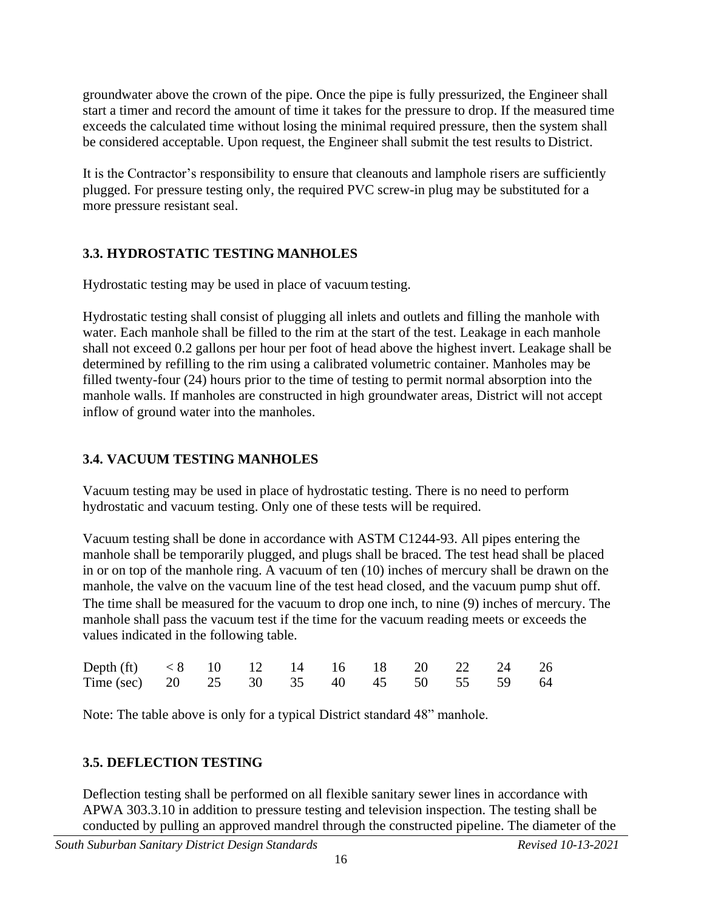groundwater above the crown of the pipe. Once the pipe is fully pressurized, the Engineer shall start a timer and record the amount of time it takes for the pressure to drop. If the measured time exceeds the calculated time without losing the minimal required pressure, then the system shall be considered acceptable. Upon request, the Engineer shall submit the test results to District.

It is the Contractor's responsibility to ensure that cleanouts and lamphole risers are sufficiently plugged. For pressure testing only, the required PVC screw-in plug may be substituted for a more pressure resistant seal.

### 3.3. HYDROSTATIC TESTING MANHOLES

Hydrostatic testing may be used in place of vacuum testing.

Hydrostatic testing shall consist of plugging all inlets and outlets and filling the manhole with water. Each manhole shall be filled to the rim at the start of the test. Leakage in each manhole shall not exceed 0.2 gallons per hour per foot of head above the highest invert. Leakage shall be determined by refilling to the rim using a calibrated volumetric container. Manholes may be filled twenty-four (24) hours prior to the time of testing to permit normal absorption into the manhole walls. If manholes are constructed in high groundwater areas, District will not accept inflow of ground water into the manholes.

### 3.4. VACUUM TESTING MANHOLES

Vacuum testing may be used in place of hydrostatic testing. There is no need to perform hydrostatic and vacuum testing. Only one of these tests will be required.

Vacuum testing shall be done in accordance with ASTM C1244-93. All pipes entering the manhole shall be temporarily plugged, and plugs shall be braced. The test head shall be placed in or on top of the manhole ring. A vacuum of ten (10) inches of mercury shall be drawn on the manhole, the valve on the vacuum line of the test head closed, and the vacuum pump shut off. The time shall be measured for the vacuum to drop one inch, to nine (9) inches of mercury. The manhole shall pass the vacuum test if the time for the vacuum reading meets or exceeds the values indicated in the following table.

| Depth (ft) | < 8 | 10 | 12 | 14 | 16 | 18 | 20 | 22 | 24 | 26 |
|---|---|---|---|---|---|---|---|---|---|---|
| Time (sec) | 20 | 25 | 30 | 35 | 40 | 45 | 50 | 55 | 59 | 64 |

Note: The table above is only for a typical District standard 48" manhole.

### 3.5. DEFLECTION TESTING

Deflection testing shall be performed on all flexible sanitary sewer lines in accordance with APWA 303.3.10 in addition to pressure testing and television inspection. The testing shall be conducted by pulling an approved mandrel through the constructed pipeline. The diameter of the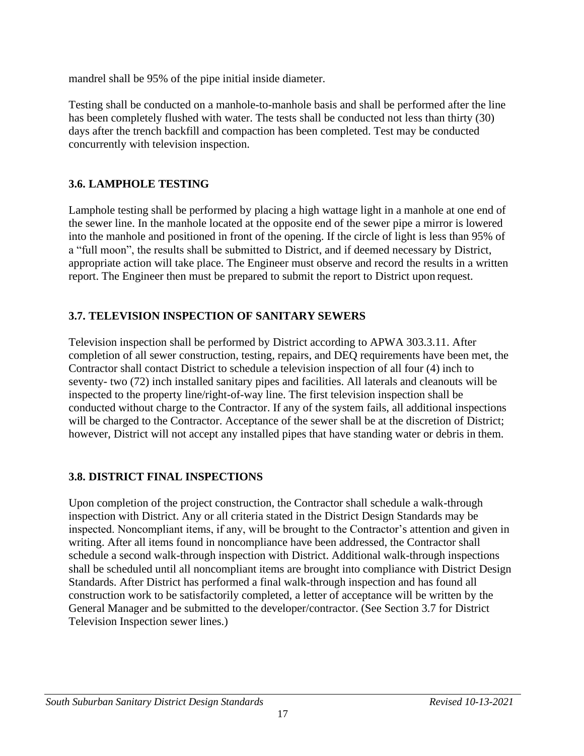mandrel shall be 95% of the pipe initial inside diameter.

Testing shall be conducted on a manhole-to-manhole basis and shall be performed after the line has been completely flushed with water. The tests shall be conducted not less than thirty (30) days after the trench backfill and compaction has been completed. Test may be conducted concurrently with television inspection.

### 3.6. LAMPHOLE TESTING

Lamphole testing shall be performed by placing a high wattage light in a manhole at one end of the sewer line. In the manhole located at the opposite end of the sewer pipe a mirror is lowered into the manhole and positioned in front of the opening. If the circle of light is less than 95% of a "full moon", the results shall be submitted to District, and if deemed necessary by District, appropriate action will take place. The Engineer must observe and record the results in a written report. The Engineer then must be prepared to submit the report to District upon request.

### 3.7. TELEVISION INSPECTION OF SANITARY SEWERS

Television inspection shall be performed by District according to APWA 303.3.11. After completion of all sewer construction, testing, repairs, and DEQ requirements have been met, the Contractor shall contact District to schedule a television inspection of all four (4) inch to seventy- two (72) inch installed sanitary pipes and facilities. All laterals and cleanouts will be inspected to the property line/right-of-way line. The first television inspection shall be conducted without charge to the Contractor. If any of the system fails, all additional inspections will be charged to the Contractor. Acceptance of the sewer shall be at the discretion of District; however, District will not accept any installed pipes that have standing water or debris in them.

### 3.8. DISTRICT FINAL INSPECTIONS

Upon completion of the project construction, the Contractor shall schedule a walk-through inspection with District. Any or all criteria stated in the District Design Standards may be inspected. Noncompliant items, if any, will be brought to the Contractor's attention and given in writing. After all items found in noncompliance have been addressed, the Contractor shall schedule a second walk-through inspection with District. Additional walk-through inspections shall be scheduled until all noncompliant items are brought into compliance with District Design Standards. After District has performed a final walk-through inspection and has found all construction work to be satisfactorily completed, a letter of acceptance will be written by the General Manager and be submitted to the developer/contractor. (See Section 3.7 for District Television Inspection sewer lines.)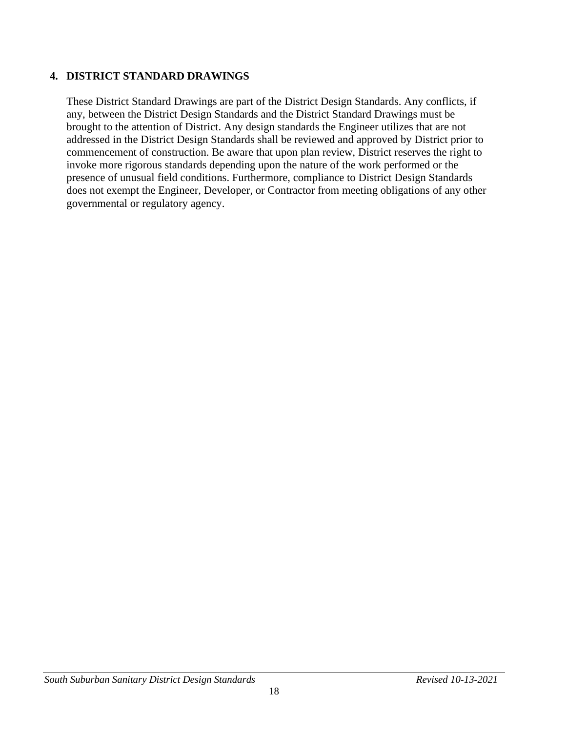## 4. DISTRICT STANDARD DRAWINGS

These District Standard Drawings are part of the District Design Standards. Any conflicts, if any, between the District Design Standards and the District Standard Drawings must be brought to the attention of District. Any design standards the Engineer utilizes that are not addressed in the District Design Standards shall be reviewed and approved by District prior to commencement of construction. Be aware that upon plan review, District reserves the right to invoke more rigorous standards depending upon the nature of the work performed or the presence of unusual field conditions. Furthermore, compliance to District Design Standards does not exempt the Engineer, Developer, or Contractor from meeting obligations of any other governmental or regulatory agency.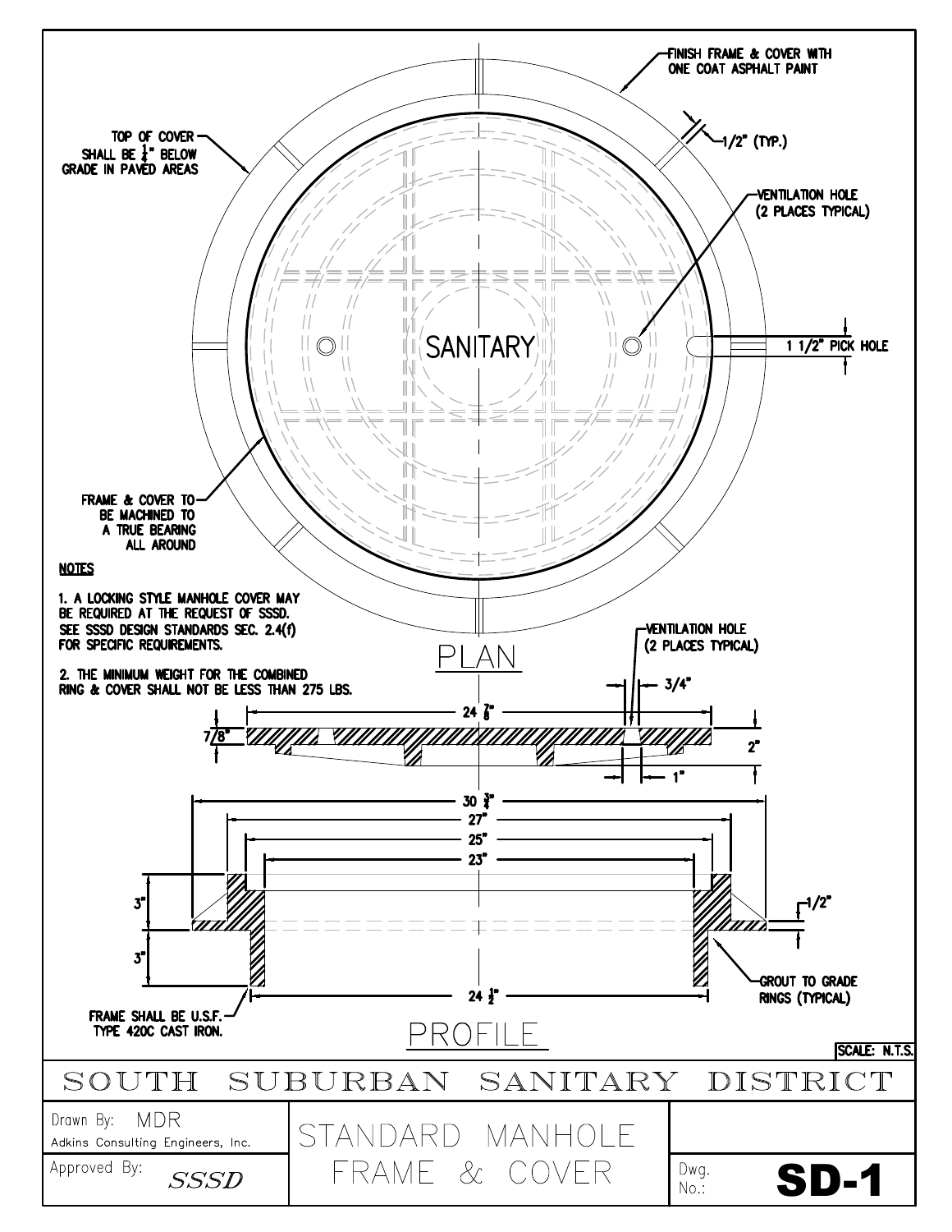FINISH FRAME & COVER WITH ONE COAT ASPHALT PAINT

TOP OF COVER SHALL BE 1/4" BELOW GRADE IN PAVED AREAS

1/2" (TYP.)

VENTILATION HOLE (2 PLACES TYPICAL)

SANITARY

1 1/2" PICK HOLE

FRAME & COVER TO BE MACHINED TO A TRUE BEARING ALL AROUND

**NOTES**

1. A LOCKING STYLE MANHOLE COVER MAY BE REQUIRED AT THE REQUEST OF SSSD. SEE SSSD DESIGN STANDARDS SEC. 2.4(f) FOR SPECIFIC REQUIREMENTS.

2. THE MINIMUM WEIGHT FOR THE COMBINED RING & COVER SHALL NOT BE LESS THAN 275 LBS.

PLAN

VENTILATION HOLE (2 PLACES TYPICAL)

3/4"

24 7/8"

7/8"

2"

1"

30 3/4"

27"

25"

23"

3"

3"

1/2"

24 1/2"

GROUT TO GRADE RINGS (TYPICAL)

FRAME SHALL BE U.S.F. TYPE 420C CAST IRON.

PROFILE

SCALE: N.T.S.

SOUTH SUBURBAN SANITARY DISTRICT

| Drawn By: MDR<br>Adkins Consulting Engineers, Inc. | STANDARD MANHOLE FRAME & COVER | |
|---|---|---|
| Approved By: *SSSD* | | Dwg. No.: **SD-1** |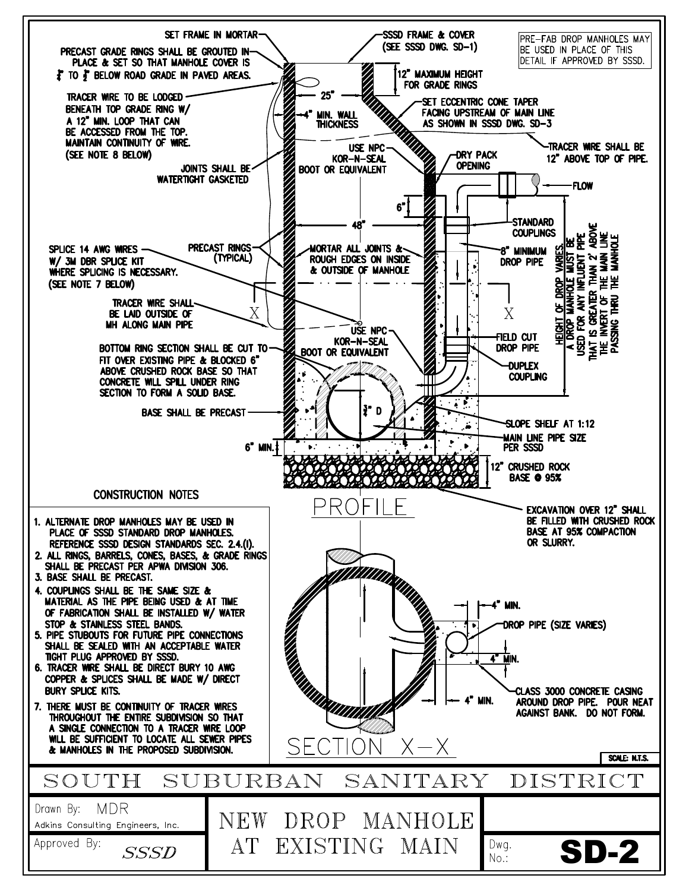PRE-FAB DROP MANHOLES MAY BE USED IN PLACE OF THIS DETAIL IF APPROVED BY SSSD.

## PROFILE

- SET FRAME IN MORTAR
- SSSD FRAME & COVER (SEE SSSD DWG. SD-1)
- PRECAST GRADE RINGS SHALL BE GROUTED IN PLACE & SET SO THAT MANHOLE COVER IS ¾" TO ½" BELOW ROAD GRADE IN PAVED AREAS.
- 12" MAXIMUM HEIGHT FOR GRADE RINGS
- TRACER WIRE TO BE LODGED BENEATH TOP GRADE RING W/ A 12" MIN. LOOP THAT CAN BE ACCESSED FROM THE TOP. MAINTAIN CONTINUITY OF WIRE. (SEE NOTE 8 BELOW)
- 25"
- 4" MIN. WALL THICKNESS
- SET ECCENTRIC CONE TAPER FACING UPSTREAM OF MAIN LINE AS SHOWN IN SSSD DWG. SD-3
- TRACER WIRE SHALL BE 12" ABOVE TOP OF PIPE.
- JOINTS SHALL BE WATERTIGHT GASKETED
- USE NPC KOR-N-SEAL BOOT OR EQUIVALENT
- DRY PACK OPENING
- FLOW
- 6"
- 48"
- STANDARD COUPLINGS
- PRECAST RINGS (TYPICAL)
- MORTAR ALL JOINTS & ROUGH EDGES ON INSIDE & OUTSIDE OF MANHOLE
- 8" MINIMUM DROP PIPE
- HEIGHT OF DROP VARIES. A DROP MANHOLE MUST BE USED FOR ANY INFLUENT PIPE THAT IS GREATER THAN 2' ABOVE THE INVERT OF THE MAIN LINE PASSING THRU THE MANHOLE
- SPLICE 14 AWG WIRES W/ 3M DBR SPLICE KIT WHERE SPLICING IS NECESSARY. (SEE NOTE 7 BELOW)
- TRACER WIRE SHALL BE LAID OUTSIDE OF MH ALONG MAIN PIPE
- USE NPC KOR-N-SEAL BOOT OR EQUIVALENT
- FIELD CUT DROP PIPE
- DUPLEX COUPLING
- BOTTOM RING SECTION SHALL BE CUT TO FIT OVER EXISTING PIPE & BLOCKED 6" ABOVE CRUSHED ROCK BASE SO THAT CONCRETE WILL SPILL UNDER RING SECTION TO FORM A SOLID BASE.
- BASE SHALL BE PRECAST
- ¾" D
- SLOPE SHELF AT 1:12
- MAIN LINE PIPE SIZE PER SSSD
- 6" MIN.
- 12" CRUSHED ROCK BASE @ 95%
- EXCAVATION OVER 12" SHALL BE FILLED WITH CRUSHED ROCK BASE AT 95% COMPACTION OR SLURRY.

## SECTION X-X

- 4" MIN.
- DROP PIPE (SIZE VARIES)
- 4" MIN.
- 4" MIN.
- CLASS 3000 CONCRETE CASING AROUND DROP PIPE. POUR NEAT AGAINST BANK. DO NOT FORM.

## CONSTRUCTION NOTES

1. ALTERNATE DROP MANHOLES MAY BE USED IN PLACE OF SSSD STANDARD DROP MANHOLES. REFERENCE SSSD DESIGN STANDARDS SEC. 2.4.(I).
2. ALL RINGS, BARRELS, CONES, BASES, & GRADE RINGS SHALL BE PRECAST PER APWA DIVISION 306.
3. BASE SHALL BE PRECAST.
4. COUPLINGS SHALL BE THE SAME SIZE & MATERIAL AS THE PIPE BEING USED & AT TIME OF FABRICATION SHALL BE INSTALLED W/ WATER STOP & STAINLESS STEEL BANDS.
5. PIPE STUBOUTS FOR FUTURE PIPE CONNECTIONS SHALL BE SEALED WITH AN ACCEPTABLE WATER TIGHT PLUG APPROVED BY SSSD.
6. TRACER WIRE SHALL BE DIRECT BURY 10 AWG COPPER & SPLICES SHALL BE MADE W/ DIRECT BURY SPLICE KITS.
7. THERE MUST BE CONTINUITY OF TRACER WIRES THROUGHOUT THE ENTIRE SUBDIVISION SO THAT A SINGLE CONNECTION TO A TRACER WIRE LOOP WILL BE SUFFICIENT TO LOCATE ALL SEWER PIPES & MANHOLES IN THE PROPOSED SUBDIVISION.

SCALE: N.T.S.

# SOUTH SUBURBAN SANITARY DISTRICT

| Drawn By: MDR<br>Adkins Consulting Engineers, Inc. | NEW DROP MANHOLE AT EXISTING MAIN | |
|---|---|---|
| Approved By: *SSSD* | | Dwg. No.: **SD-2** |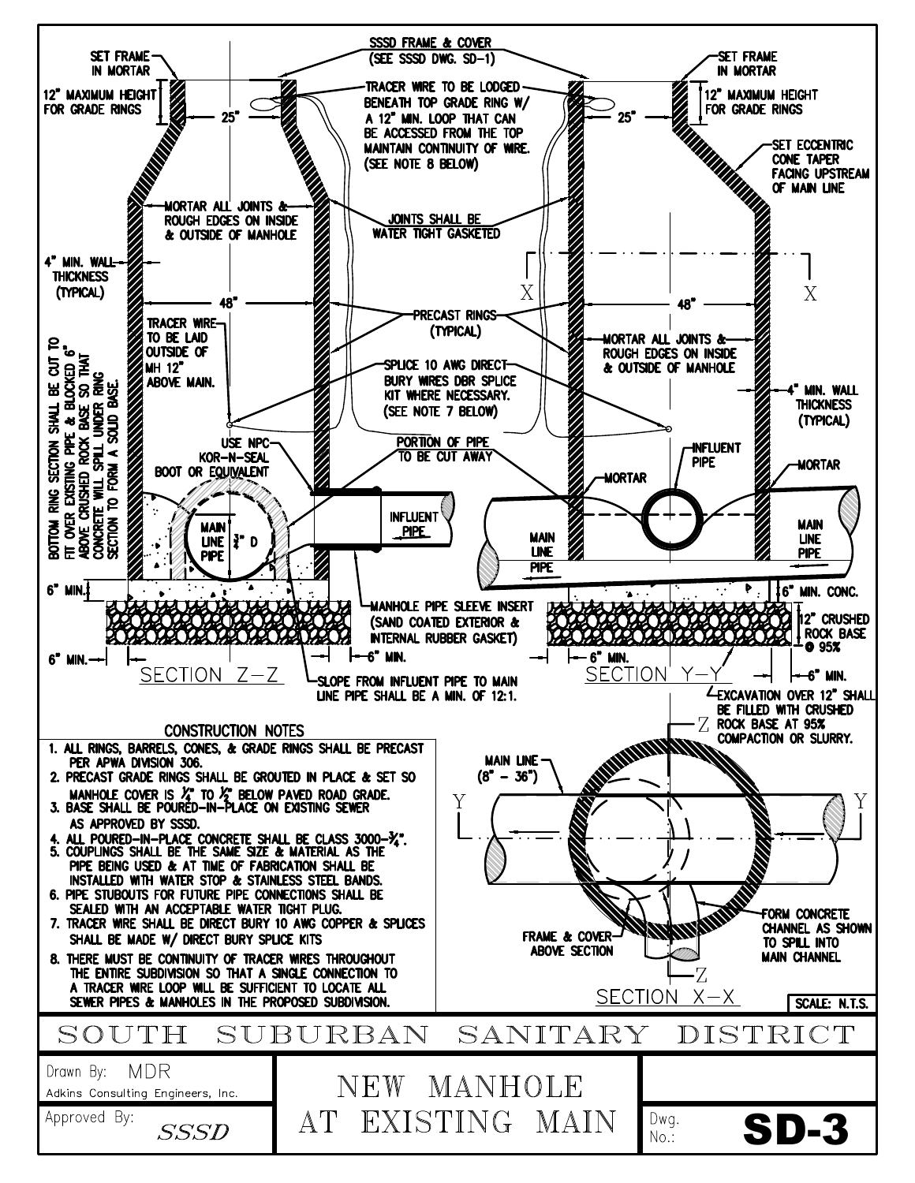SET FRAME IN MORTAR

12" MAXIMUM HEIGHT FOR GRADE RINGS

SSSD FRAME & COVER (SEE SSSD DWG. SD-1)

TRACER WIRE TO BE LODGED BENEATH TOP GRADE RING W/ A 12" MIN. LOOP THAT CAN BE ACCESSED FROM THE TOP MAINTAIN CONTINUITY OF WIRE. (SEE NOTE 8 BELOW)

SET ECCENTRIC CONE TAPER FACING UPSTREAM OF MAIN LINE

25"

MORTAR ALL JOINTS & ROUGH EDGES ON INSIDE & OUTSIDE OF MANHOLE

JOINTS SHALL BE WATER TIGHT GASKETED

4" MIN. WALL THICKNESS (TYPICAL)

48"

PRECAST RINGS (TYPICAL)

TRACER WIRE TO BE LAID OUTSIDE OF MH 12" ABOVE MAIN.

SPLICE 10 AWG DIRECT BURY WIRES DBR SPLICE KIT WHERE NECESSARY. (SEE NOTE 7 BELOW)

BOTTOM RING SECTION SHALL BE CUT TO FIT OVER EXISTING PIPE & BLOCKED 6" ABOVE CRUSHED ROCK BASE SO THAT CONCRETE WILL SPILL UNDER RING SECTION TO FORM A SOLID BASE.

USE NPC KOR-N-SEAL BOOT OR EQUIVALENT

PORTION OF PIPE TO BE CUT AWAY

INFLUENT PIPE

MORTAR

MAIN LINE PIPE

¾" D

6" MIN.

6" MIN. CONC.

12" CRUSHED ROCK BASE @ 95%

MANHOLE PIPE SLEEVE INSERT (SAND COATED EXTERIOR & INTERNAL RUBBER GASKET)

SECTION Z–Z

SECTION Y–Y

SLOPE FROM INFLUENT PIPE TO MAIN LINE PIPE SHALL BE A MIN. OF 12:1.

EXCAVATION OVER 12" SHALL BE FILLED WITH CRUSHED ROCK BASE AT 95% COMPACTION OR SLURRY.

## CONSTRUCTION NOTES

1. ALL RINGS, BARRELS, CONES, & GRADE RINGS SHALL BE PRECAST PER APWA DIVISION 306.
2. PRECAST GRADE RINGS SHALL BE GROUTED IN PLACE & SET SO MANHOLE COVER IS ¼" TO ½" BELOW PAVED ROAD GRADE.
3. BASE SHALL BE POURED-IN-PLACE ON EXISTING SEWER AS APPROVED BY SSSD.
4. ALL POURED-IN-PLACE CONCRETE SHALL BE CLASS 3000-¾".
5. COUPLINGS SHALL BE THE SAME SIZE & MATERIAL AS THE PIPE BEING USED & AT TIME OF FABRICATION SHALL BE INSTALLED WITH WATER STOP & STAINLESS STEEL BANDS.
6. PIPE STUBOUTS FOR FUTURE PIPE CONNECTIONS SHALL BE SEALED WITH AN ACCEPTABLE WATER TIGHT PLUG.
7. TRACER WIRE SHALL BE DIRECT BURY 10 AWG COPPER & SPLICES SHALL BE MADE W/ DIRECT BURY SPLICE KITS
8. THERE MUST BE CONTINUITY OF TRACER WIRES THROUGHOUT THE ENTIRE SUBDIVISION SO THAT A SINGLE CONNECTION TO A TRACER WIRE LOOP WILL BE SUFFICIENT TO LOCATE ALL SEWER PIPES & MANHOLES IN THE PROPOSED SUBDIVISION.

MAIN LINE (8" - 36")

FRAME & COVER ABOVE SECTION

FORM CONCRETE CHANNEL AS SHOWN TO SPILL INTO MAIN CHANNEL

SECTION X–X

SCALE: N.T.S.

# SOUTH SUBURBAN SANITARY DISTRICT

| Drawn By: MDR<br>Adkins Consulting Engineers, Inc. | NEW MANHOLE AT EXISTING MAIN | |
|---|---|---|
| Approved By: SSSD | | Dwg. No.: **SD-3** |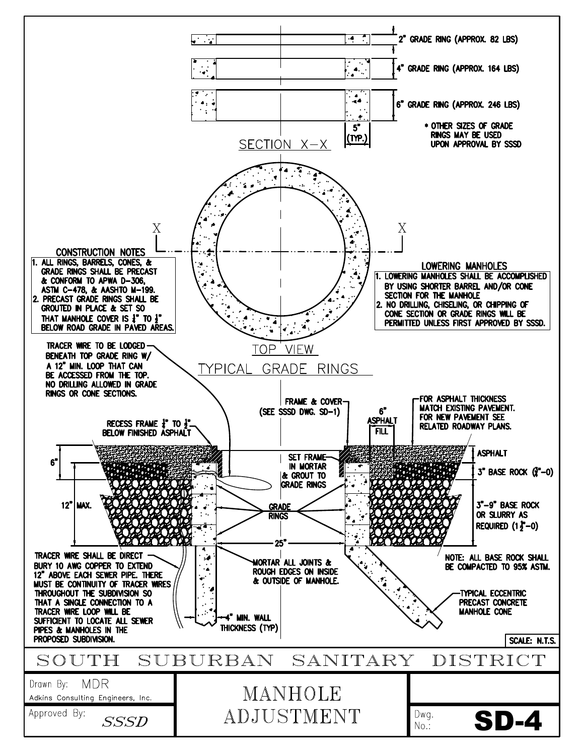2" GRADE RING (APPROX. 82 LBS)

4" GRADE RING (APPROX. 164 LBS)

6" GRADE RING (APPROX. 246 LBS)

5" (TYP.)

* OTHER SIZES OF GRADE RINGS MAY BE USED UPON APPROVAL BY SSSD

SECTION X–X

X — X

TOP VIEW

TYPICAL GRADE RINGS

## CONSTRUCTION NOTES

1. ALL RINGS, BARRELS, CONES, & GRADE RINGS SHALL BE PRECAST & CONFORM TO APWA D-306, ASTM C-478, & AASHTO M-199.
2. PRECAST GRADE RINGS SHALL BE GROUTED IN PLACE & SET SO THAT MANHOLE COVER IS ¼" TO ½" BELOW ROAD GRADE IN PAVED AREAS.

## LOWERING MANHOLES

1. LOWERING MANHOLES SHALL BE ACCOMPLISHED BY USING SHORTER BARREL AND/OR CONE SECTION FOR THE MANHOLE
2. NO DRILLING, CHISELING, OR CHIPPING OF CONE SECTION OR GRADE RINGS WILL BE PERMITTED UNLESS FIRST APPROVED BY SSSD.

TRACER WIRE TO BE LODGED BENEATH TOP GRADE RING W/ A 12" MIN. LOOP THAT CAN BE ACCESSED FROM THE TOP. NO DRILLING ALLOWED IN GRADE RINGS OR CONE SECTIONS.

RECESS FRAME ¼" TO ½" BELOW FINISHED ASPHALT

FRAME & COVER (SEE SSSD DWG. SD-1)

6" ASPHALT FILL

FOR ASPHALT THICKNESS MATCH EXISTING PAVEMENT. FOR NEW PAVEMENT SEE RELATED ROADWAY PLANS.

6"

12" MAX.

SET FRAME IN MORTAR & GROUT TO GRADE RINGS

GRADE RINGS

ASPHALT

3" BASE ROCK (¾"–0)

3"–9" BASE ROCK OR SLURRY AS REQUIRED (1½"–0)

25"

TRACER WIRE SHALL BE DIRECT BURY 10 AWG COPPER TO EXTEND 12" ABOVE EACH SEWER PIPE. THERE MUST BE CONTINUITY OF TRACER WIRES THROUGHOUT THE SUBDIVISION SO THAT A SINGLE CONNECTION TO A TRACER WIRE LOOP WILL BE SUFFICIENT TO LOCATE ALL SEWER PIPES & MANHOLES IN THE PROPOSED SUBDIVISION.

MORTAR ALL JOINTS & ROUGH EDGES ON INSIDE & OUTSIDE OF MANHOLE.

NOTE: ALL BASE ROCK SHALL BE COMPACTED TO 95% ASTM.

TYPICAL ECCENTRIC PRECAST CONCRETE MANHOLE CONE

4" MIN. WALL THICKNESS (TYP)

SCALE: N.T.S.

# SOUTH SUBURBAN SANITARY DISTRICT

| Drawn By: MDR<br>Adkins Consulting Engineers, Inc. | MANHOLE ADJUSTMENT | |
|---|---|---|
| Approved By: *SSSD* | | Dwg. No.: **SD-4** |